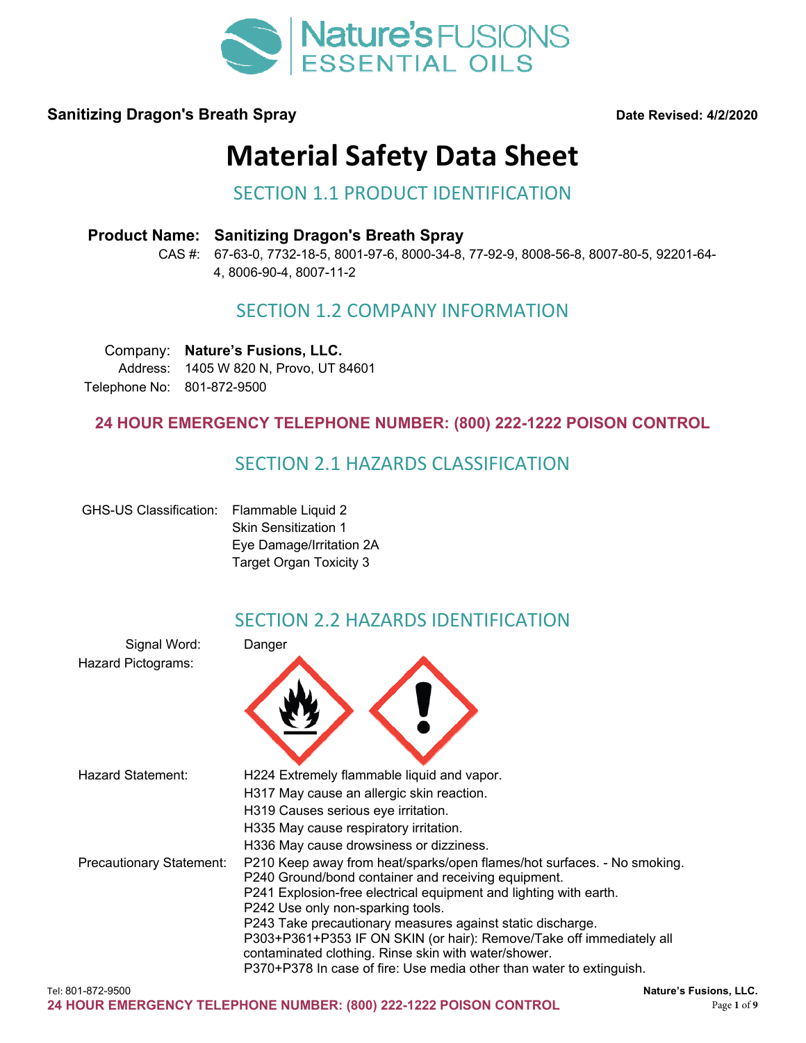**Sanitizing Dragon's Breath Spray** **Date Revised: 4/2/2020**

# Material Safety Data Sheet

## SECTION 1.1 PRODUCT IDENTIFICATION

**Product Name: Sanitizing Dragon's Breath Spray**

CAS #: 67-63-0, 7732-18-5, 8001-97-6, 8000-34-8, 77-92-9, 8008-56-8, 8007-80-5, 92201-64-4, 8006-90-4, 8007-11-2

## SECTION 1.2 COMPANY INFORMATION

Company: **Nature's Fusions, LLC.**
Address: 1405 W 820 N, Provo, UT 84601
Telephone No: 801-872-9500

**24 HOUR EMERGENCY TELEPHONE NUMBER: (800) 222-1222 POISON CONTROL**

## SECTION 2.1 HAZARDS CLASSIFICATION

GHS-US Classification: Flammable Liquid 2
Skin Sensitization 1
Eye Damage/Irritation 2A
Target Organ Toxicity 3

## SECTION 2.2 HAZARDS IDENTIFICATION

Signal Word: Danger

Hazard Pictograms:

Hazard Statement:
H224 Extremely flammable liquid and vapor.
H317 May cause an allergic skin reaction.
H319 Causes serious eye irritation.
H335 May cause respiratory irritation.
H336 May cause drowsiness or dizziness.

Precautionary Statement:
P210 Keep away from heat/sparks/open flames/hot surfaces. - No smoking.
P240 Ground/bond container and receiving equipment.
P241 Explosion-free electrical equipment and lighting with earth.
P242 Use only non-sparking tools.
P243 Take precautionary measures against static discharge.
P303+P361+P353 IF ON SKIN (or hair): Remove/Take off immediately all contaminated clothing. Rinse skin with water/shower.
P370+P378 In case of fire: Use media other than water to extinguish.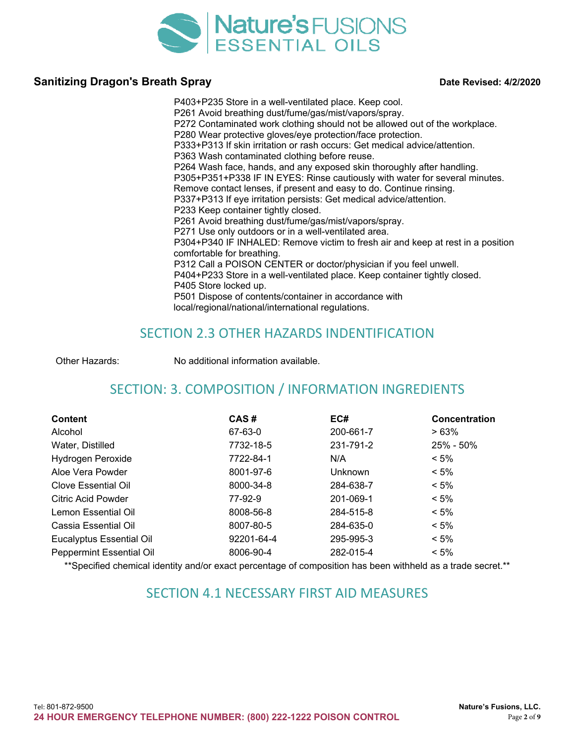P403+P235 Store in a well-ventilated place. Keep cool.
P261 Avoid breathing dust/fume/gas/mist/vapors/spray.
P272 Contaminated work clothing should not be allowed out of the workplace.
P280 Wear protective gloves/eye protection/face protection.
P333+P313 If skin irritation or rash occurs: Get medical advice/attention.
P363 Wash contaminated clothing before reuse.
P264 Wash face, hands, and any exposed skin thoroughly after handling.
P305+P351+P338 IF IN EYES: Rinse cautiously with water for several minutes. Remove contact lenses, if present and easy to do. Continue rinsing.
P337+P313 If eye irritation persists: Get medical advice/attention.
P233 Keep container tightly closed.
P261 Avoid breathing dust/fume/gas/mist/vapors/spray.
P271 Use only outdoors or in a well-ventilated area.
P304+P340 IF INHALED: Remove victim to fresh air and keep at rest in a position comfortable for breathing.
P312 Call a POISON CENTER or doctor/physician if you feel unwell.
P404+P233 Store in a well-ventilated place. Keep container tightly closed.
P405 Store locked up.
P501 Dispose of contents/container in accordance with local/regional/national/international regulations.

## SECTION 2.3 OTHER HAZARDS INDENTIFICATION

Other Hazards: No additional information available.

## SECTION: 3. COMPOSITION / INFORMATION INGREDIENTS

| Content | CAS # | EC# | Concentration |
|---|---|---|---|
| Alcohol | 67-63-0 | 200-661-7 | > 63% |
| Water, Distilled | 7732-18-5 | 231-791-2 | 25% - 50% |
| Hydrogen Peroxide | 7722-84-1 | N/A | < 5% |
| Aloe Vera Powder | 8001-97-6 | Unknown | < 5% |
| Clove Essential Oil | 8000-34-8 | 284-638-7 | < 5% |
| Citric Acid Powder | 77-92-9 | 201-069-1 | < 5% |
| Lemon Essential Oil | 8008-56-8 | 284-515-8 | < 5% |
| Cassia Essential Oil | 8007-80-5 | 284-635-0 | < 5% |
| Eucalyptus Essential Oil | 92201-64-4 | 295-995-3 | < 5% |
| Peppermint Essential Oil | 8006-90-4 | 282-015-4 | < 5% |

**Specified chemical identity and/or exact percentage of composition has been withheld as a trade secret.**

## SECTION 4.1 NECESSARY FIRST AID MEASURES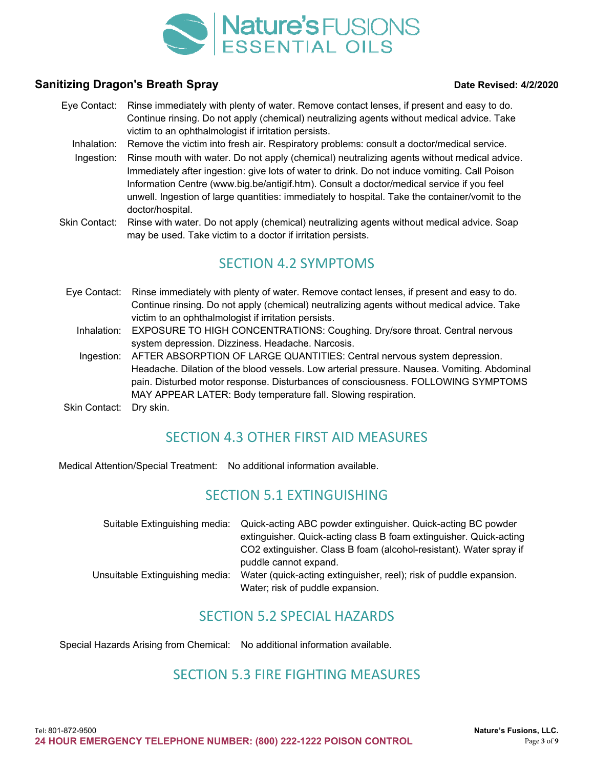Eye Contact: Rinse immediately with plenty of water. Remove contact lenses, if present and easy to do. Continue rinsing. Do not apply (chemical) neutralizing agents without medical advice. Take victim to an ophthalmologist if irritation persists.

Inhalation: Remove the victim into fresh air. Respiratory problems: consult a doctor/medical service.

Ingestion: Rinse mouth with water. Do not apply (chemical) neutralizing agents without medical advice. Immediately after ingestion: give lots of water to drink. Do not induce vomiting. Call Poison Information Centre (www.big.be/antigif.htm). Consult a doctor/medical service if you feel unwell. Ingestion of large quantities: immediately to hospital. Take the container/vomit to the doctor/hospital.

Skin Contact: Rinse with water. Do not apply (chemical) neutralizing agents without medical advice. Soap may be used. Take victim to a doctor if irritation persists.

## SECTION 4.2 SYMPTOMS

Eye Contact: Rinse immediately with plenty of water. Remove contact lenses, if present and easy to do. Continue rinsing. Do not apply (chemical) neutralizing agents without medical advice. Take victim to an ophthalmologist if irritation persists.

Inhalation: EXPOSURE TO HIGH CONCENTRATIONS: Coughing. Dry/sore throat. Central nervous system depression. Dizziness. Headache. Narcosis.

Ingestion: AFTER ABSORPTION OF LARGE QUANTITIES: Central nervous system depression. Headache. Dilation of the blood vessels. Low arterial pressure. Nausea. Vomiting. Abdominal pain. Disturbed motor response. Disturbances of consciousness. FOLLOWING SYMPTOMS MAY APPEAR LATER: Body temperature fall. Slowing respiration.

Skin Contact: Dry skin.

## SECTION 4.3 OTHER FIRST AID MEASURES

Medical Attention/Special Treatment: No additional information available.

## SECTION 5.1 EXTINGUISHING

Suitable Extinguishing media: Quick-acting ABC powder extinguisher. Quick-acting BC powder extinguisher. Quick-acting class B foam extinguisher. Quick-acting $CO_2$ extinguisher. Class B foam (alcohol-resistant). Water spray if puddle cannot expand.

Unsuitable Extinguishing media: Water (quick-acting extinguisher, reel); risk of puddle expansion. Water; risk of puddle expansion.

## SECTION 5.2 SPECIAL HAZARDS

Special Hazards Arising from Chemical: No additional information available.

## SECTION 5.3 FIRE FIGHTING MEASURES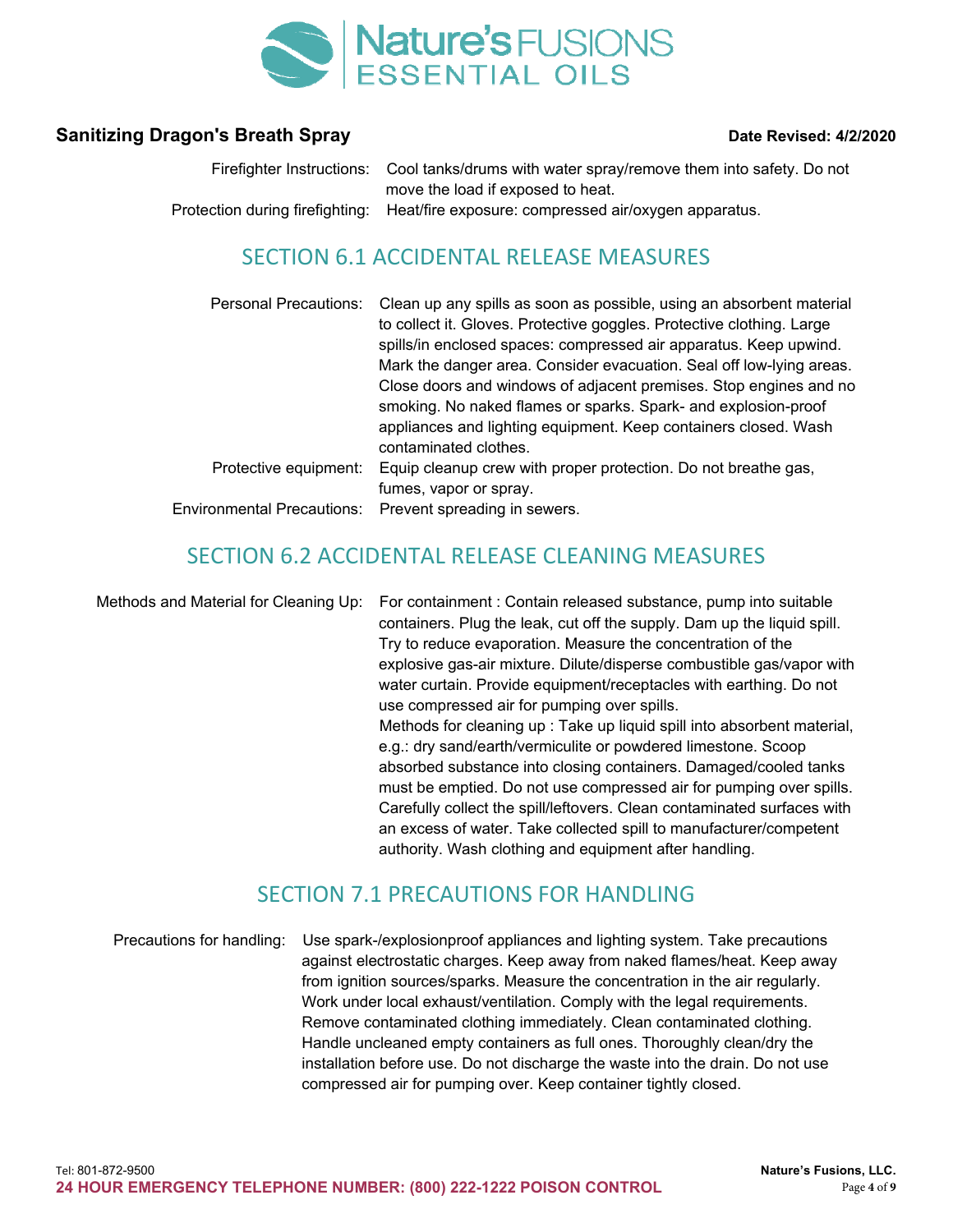Firefighter Instructions: Cool tanks/drums with water spray/remove them into safety. Do not move the load if exposed to heat.

Protection during firefighting: Heat/fire exposure: compressed air/oxygen apparatus.

## SECTION 6.1 ACCIDENTAL RELEASE MEASURES

Personal Precautions: Clean up any spills as soon as possible, using an absorbent material to collect it. Gloves. Protective goggles. Protective clothing. Large spills/in enclosed spaces: compressed air apparatus. Keep upwind. Mark the danger area. Consider evacuation. Seal off low-lying areas. Close doors and windows of adjacent premises. Stop engines and no smoking. No naked flames or sparks. Spark- and explosion-proof appliances and lighting equipment. Keep containers closed. Wash contaminated clothes.

Protective equipment: Equip cleanup crew with proper protection. Do not breathe gas, fumes, vapor or spray.

Environmental Precautions: Prevent spreading in sewers.

## SECTION 6.2 ACCIDENTAL RELEASE CLEANING MEASURES

Methods and Material for Cleaning Up: For containment : Contain released substance, pump into suitable containers. Plug the leak, cut off the supply. Dam up the liquid spill. Try to reduce evaporation. Measure the concentration of the explosive gas-air mixture. Dilute/disperse combustible gas/vapor with water curtain. Provide equipment/receptacles with earthing. Do not use compressed air for pumping over spills.

Methods for cleaning up : Take up liquid spill into absorbent material, e.g.: dry sand/earth/vermiculite or powdered limestone. Scoop absorbed substance into closing containers. Damaged/cooled tanks must be emptied. Do not use compressed air for pumping over spills. Carefully collect the spill/leftovers. Clean contaminated surfaces with an excess of water. Take collected spill to manufacturer/competent authority. Wash clothing and equipment after handling.

## SECTION 7.1 PRECAUTIONS FOR HANDLING

Precautions for handling: Use spark-/explosionproof appliances and lighting system. Take precautions against electrostatic charges. Keep away from naked flames/heat. Keep away from ignition sources/sparks. Measure the concentration in the air regularly. Work under local exhaust/ventilation. Comply with the legal requirements. Remove contaminated clothing immediately. Clean contaminated clothing. Handle uncleaned empty containers as full ones. Thoroughly clean/dry the installation before use. Do not discharge the waste into the drain. Do not use compressed air for pumping over. Keep container tightly closed.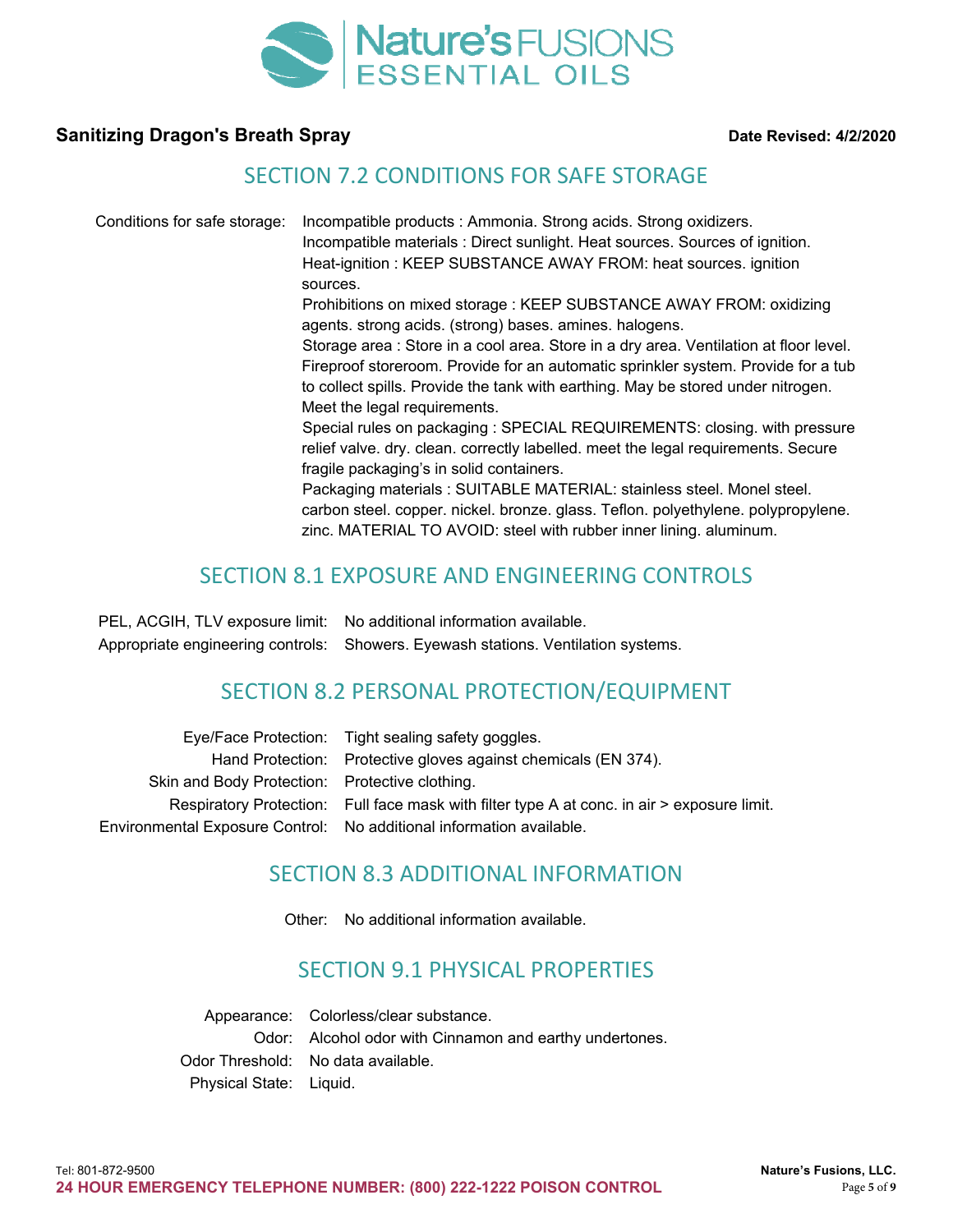## SECTION 7.2 CONDITIONS FOR SAFE STORAGE

| | |
|---|---|
| Conditions for safe storage: | Incompatible products : Ammonia. Strong acids. Strong oxidizers. Incompatible materials : Direct sunlight. Heat sources. Sources of ignition. Heat-ignition : KEEP SUBSTANCE AWAY FROM: heat sources. ignition sources. Prohibitions on mixed storage : KEEP SUBSTANCE AWAY FROM: oxidizing agents. strong acids. (strong) bases. amines. halogens. Storage area : Store in a cool area. Store in a dry area. Ventilation at floor level. Fireproof storeroom. Provide for an automatic sprinkler system. Provide for a tub to collect spills. Provide the tank with earthing. May be stored under nitrogen. Meet the legal requirements. Special rules on packaging : SPECIAL REQUIREMENTS: closing. with pressure relief valve. dry. clean. correctly labelled. meet the legal requirements. Secure fragile packaging's in solid containers. Packaging materials : SUITABLE MATERIAL: stainless steel. Monel steel. carbon steel. copper. nickel. bronze. glass. Teflon. polyethylene. polypropylene. zinc. MATERIAL TO AVOID: steel with rubber inner lining. aluminum. |

## SECTION 8.1 EXPOSURE AND ENGINEERING CONTROLS

| | |
|---|---|
| PEL, ACGIH, TLV exposure limit: | No additional information available. |
| Appropriate engineering controls: | Showers. Eyewash stations. Ventilation systems. |

## SECTION 8.2 PERSONAL PROTECTION/EQUIPMENT

| | |
|---|---|
| Eye/Face Protection: | Tight sealing safety goggles. |
| Hand Protection: | Protective gloves against chemicals (EN 374). |
| Skin and Body Protection: | Protective clothing. |
| Respiratory Protection: | Full face mask with filter type A at conc. in air > exposure limit. |
| Environmental Exposure Control: | No additional information available. |

## SECTION 8.3 ADDITIONAL INFORMATION

| | |
|---|---|
| Other: | No additional information available. |

## SECTION 9.1 PHYSICAL PROPERTIES

| | |
|---|---|
| Appearance: | Colorless/clear substance. |
| Odor: | Alcohol odor with Cinnamon and earthy undertones. |
| Odor Threshold: | No data available. |
| Physical State: | Liquid. |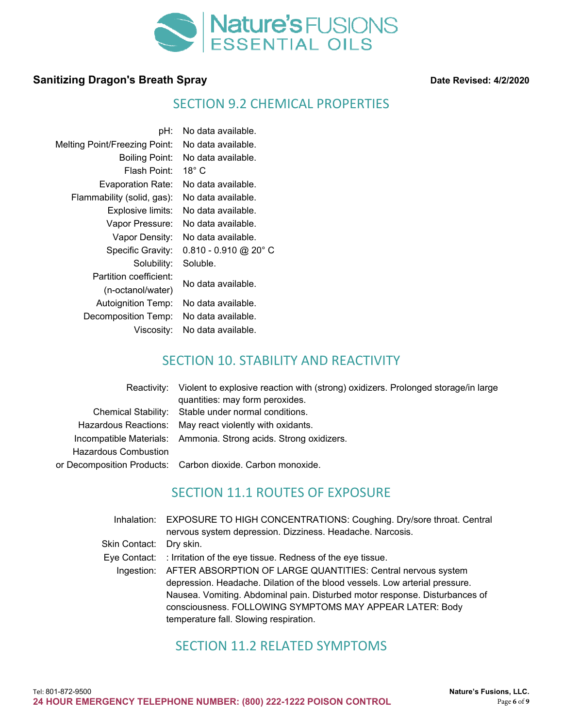**Sanitizing Dragon's Breath Spray** **Date Revised: 4/2/2020**

## SECTION 9.2 CHEMICAL PROPERTIES

| Property | Value |
|---|---|
| pH: | No data available. |
| Melting Point/Freezing Point: | No data available. |
| Boiling Point: | No data available. |
| Flash Point: | 18° C |
| Evaporation Rate: | No data available. |
| Flammability (solid, gas): | No data available. |
| Explosive limits: | No data available. |
| Vapor Pressure: | No data available. |
| Vapor Density: | No data available. |
| Specific Gravity: | 0.810 - 0.910 @ 20° C |
| Solubility: | Soluble. |
| Partition coefficient: (n-octanol/water) | No data available. |
| Autoignition Temp: | No data available. |
| Decomposition Temp: | No data available. |
| Viscosity: | No data available. |

## SECTION 10. STABILITY AND REACTIVITY

| Property | Value |
|---|---|
| Reactivity: | Violent to explosive reaction with (strong) oxidizers. Prolonged storage/in large quantities: may form peroxides. |
| Chemical Stability: | Stable under normal conditions. |
| Hazardous Reactions: | May react violently with oxidants. |
| Incompatible Materials: | Ammonia. Strong acids. Strong oxidizers. |
| Hazardous Combustion or Decomposition Products: | Carbon dioxide. Carbon monoxide. |

## SECTION 11.1 ROUTES OF EXPOSURE

| Route | Effects |
|---|---|
| Inhalation: | EXPOSURE TO HIGH CONCENTRATIONS: Coughing. Dry/sore throat. Central nervous system depression. Dizziness. Headache. Narcosis. |
| Skin Contact: | Dry skin. |
| Eye Contact: | : Irritation of the eye tissue. Redness of the eye tissue. |
| Ingestion: | AFTER ABSORPTION OF LARGE QUANTITIES: Central nervous system depression. Headache. Dilation of the blood vessels. Low arterial pressure. Nausea. Vomiting. Abdominal pain. Disturbed motor response. Disturbances of consciousness. FOLLOWING SYMPTOMS MAY APPEAR LATER: Body temperature fall. Slowing respiration. |

## SECTION 11.2 RELATED SYMPTOMS

Tel: 801-872-9500

**24 HOUR EMERGENCY TELEPHONE NUMBER: (800) 222-1222 POISON CONTROL**

**Nature's Fusions, LLC.**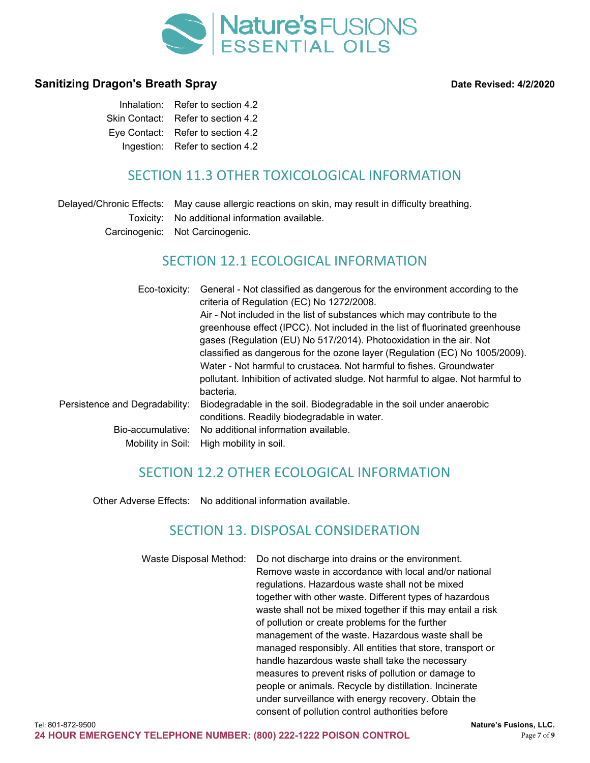Inhalation: Refer to section 4.2
Skin Contact: Refer to section 4.2
Eye Contact: Refer to section 4.2
Ingestion: Refer to section 4.2

## SECTION 11.3 OTHER TOXICOLOGICAL INFORMATION

Delayed/Chronic Effects: May cause allergic reactions on skin, may result in difficulty breathing.
Toxicity: No additional information available.
Carcinogenic: Not Carcinogenic.

## SECTION 12.1 ECOLOGICAL INFORMATION

Eco-toxicity: General - Not classified as dangerous for the environment according to the criteria of Regulation (EC) No 1272/2008.
Air - Not included in the list of substances which may contribute to the greenhouse effect (IPCC). Not included in the list of fluorinated greenhouse gases (Regulation (EU) No 517/2014). Photooxidation in the air. Not classified as dangerous for the ozone layer (Regulation (EC) No 1005/2009).
Water - Not harmful to crustacea. Not harmful to fishes. Groundwater pollutant. Inhibition of activated sludge. Not harmful to algae. Not harmful to bacteria.
Persistence and Degradability: Biodegradable in the soil. Biodegradable in the soil under anaerobic conditions. Readily biodegradable in water.
Bio-accumulative: No additional information available.
Mobility in Soil: High mobility in soil.

## SECTION 12.2 OTHER ECOLOGICAL INFORMATION

Other Adverse Effects: No additional information available.

## SECTION 13. DISPOSAL CONSIDERATION

Waste Disposal Method: Do not discharge into drains or the environment. Remove waste in accordance with local and/or national regulations. Hazardous waste shall not be mixed together with other waste. Different types of hazardous waste shall not be mixed together if this may entail a risk of pollution or create problems for the further management of the waste. Hazardous waste shall be managed responsibly. All entities that store, transport or handle hazardous waste shall take the necessary measures to prevent risks of pollution or damage to people or animals. Recycle by distillation. Incinerate under surveillance with energy recovery. Obtain the consent of pollution control authorities before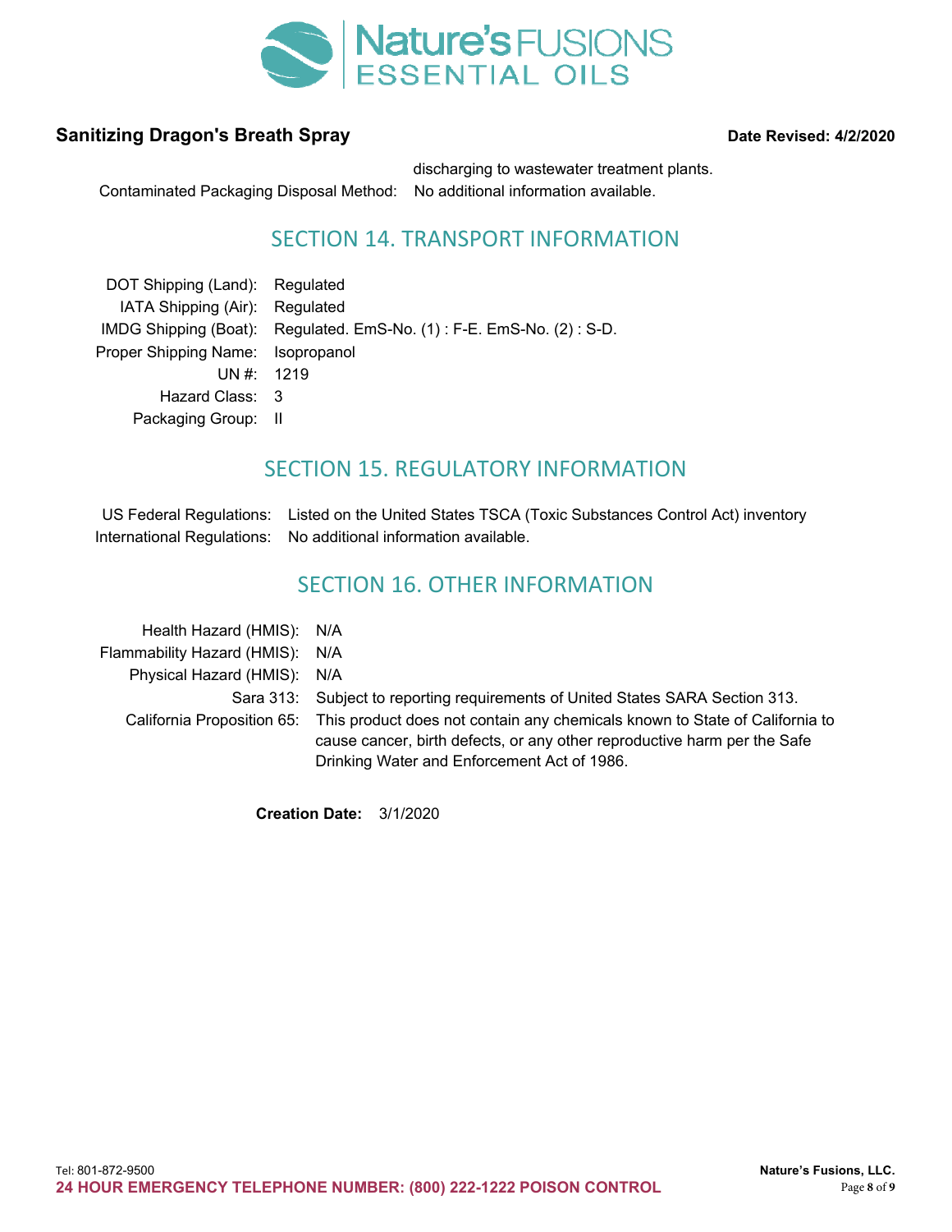discharging to wastewater treatment plants.

Contaminated Packaging Disposal Method: No additional information available.

## SECTION 14. TRANSPORT INFORMATION

DOT Shipping (Land): Regulated
IATA Shipping (Air): Regulated
IMDG Shipping (Boat): Regulated. EmS-No. (1) : F-E. EmS-No. (2) : S-D.
Proper Shipping Name: Isopropanol
UN #: 1219
Hazard Class: 3
Packaging Group: II

## SECTION 15. REGULATORY INFORMATION

US Federal Regulations: Listed on the United States TSCA (Toxic Substances Control Act) inventory
International Regulations: No additional information available.

## SECTION 16. OTHER INFORMATION

Health Hazard (HMIS): N/A
Flammability Hazard (HMIS): N/A
Physical Hazard (HMIS): N/A
Sara 313: Subject to reporting requirements of United States SARA Section 313.
California Proposition 65: This product does not contain any chemicals known to State of California to cause cancer, birth defects, or any other reproductive harm per the Safe Drinking Water and Enforcement Act of 1986.

**Creation Date:** 3/1/2020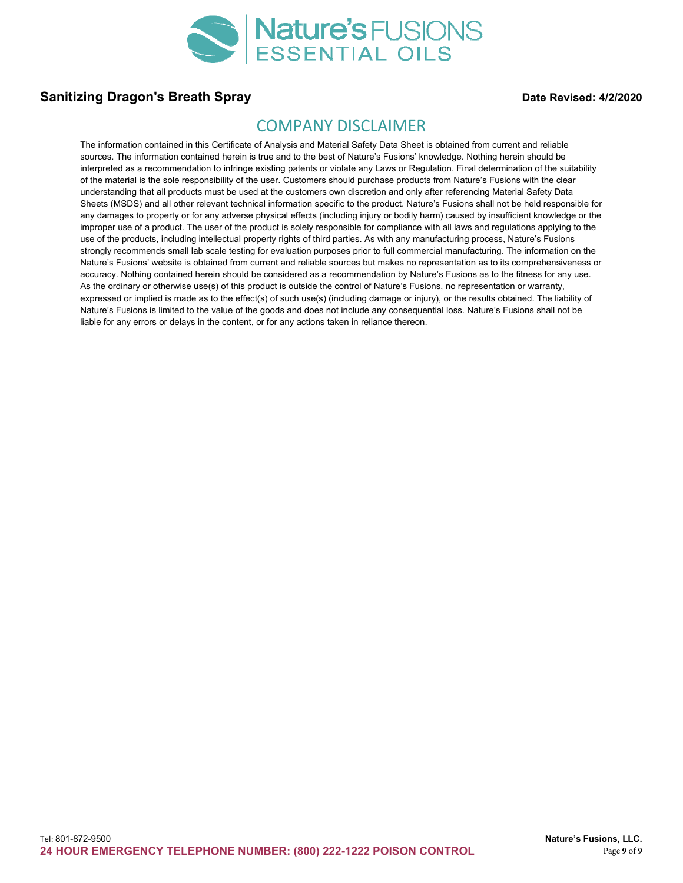# COMPANY DISCLAIMER

The information contained in this Certificate of Analysis and Material Safety Data Sheet is obtained from current and reliable sources. The information contained herein is true and to the best of Nature's Fusions' knowledge. Nothing herein should be interpreted as a recommendation to infringe existing patents or violate any Laws or Regulation. Final determination of the suitability of the material is the sole responsibility of the user. Customers should purchase products from Nature's Fusions with the clear understanding that all products must be used at the customers own discretion and only after referencing Material Safety Data Sheets (MSDS) and all other relevant technical information specific to the product. Nature's Fusions shall not be held responsible for any damages to property or for any adverse physical effects (including injury or bodily harm) caused by insufficient knowledge or the improper use of a product. The user of the product is solely responsible for compliance with all laws and regulations applying to the use of the products, including intellectual property rights of third parties. As with any manufacturing process, Nature's Fusions strongly recommends small lab scale testing for evaluation purposes prior to full commercial manufacturing. The information on the Nature's Fusions' website is obtained from current and reliable sources but makes no representation as to its comprehensiveness or accuracy. Nothing contained herein should be considered as a recommendation by Nature's Fusions as to the fitness for any use. As the ordinary or otherwise use(s) of this product is outside the control of Nature's Fusions, no representation or warranty, expressed or implied is made as to the effect(s) of such use(s) (including damage or injury), or the results obtained. The liability of Nature's Fusions is limited to the value of the goods and does not include any consequential loss. Nature's Fusions shall not be liable for any errors or delays in the content, or for any actions taken in reliance thereon.